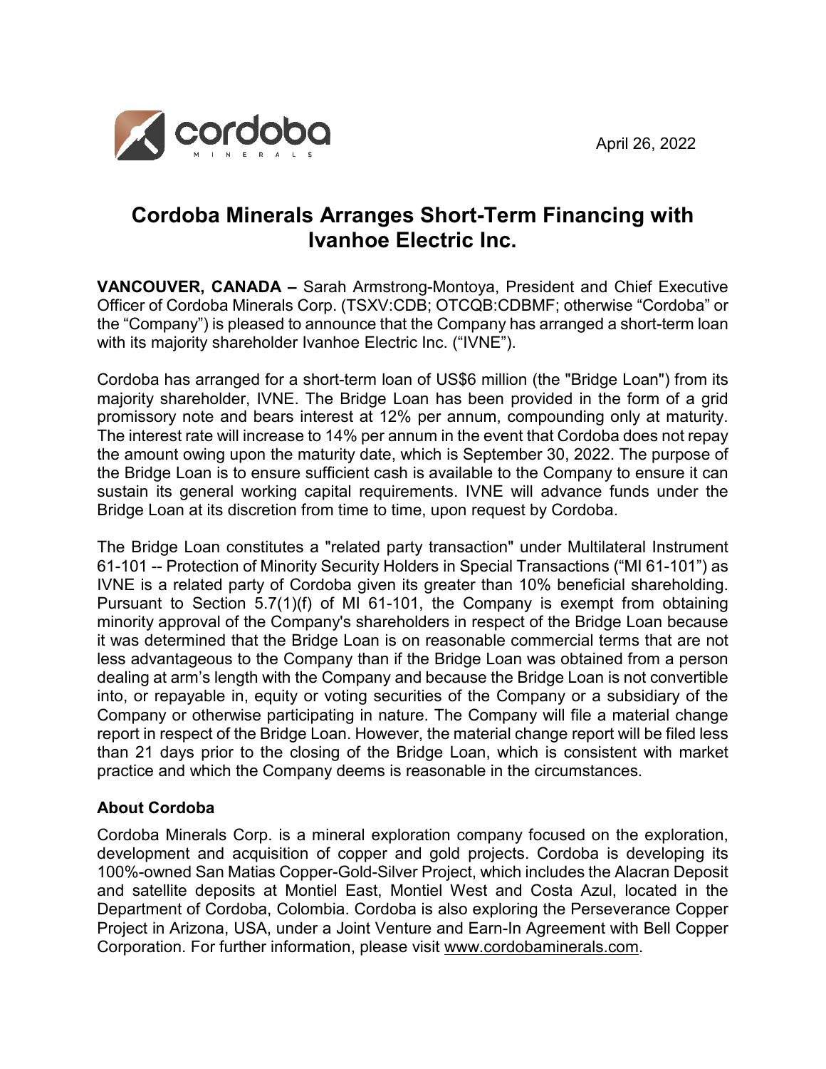April 26, 2022

# Cordoba Minerals Arranges Short-Term Financing with Ivanhoe Electric Inc.

**VANCOUVER, CANADA –** Sarah Armstrong-Montoya, President and Chief Executive Officer of Cordoba Minerals Corp. (TSXV:CDB; OTCQB:CDBMF; otherwise "Cordoba" or the "Company") is pleased to announce that the Company has arranged a short-term loan with its majority shareholder Ivanhoe Electric Inc. ("IVNE").

Cordoba has arranged for a short-term loan of US$6 million (the "Bridge Loan") from its majority shareholder, IVNE. The Bridge Loan has been provided in the form of a grid promissory note and bears interest at 12% per annum, compounding only at maturity. The interest rate will increase to 14% per annum in the event that Cordoba does not repay the amount owing upon the maturity date, which is September 30, 2022. The purpose of the Bridge Loan is to ensure sufficient cash is available to the Company to ensure it can sustain its general working capital requirements. IVNE will advance funds under the Bridge Loan at its discretion from time to time, upon request by Cordoba.

The Bridge Loan constitutes a "related party transaction" under Multilateral Instrument 61-101 -- Protection of Minority Security Holders in Special Transactions ("MI 61-101") as IVNE is a related party of Cordoba given its greater than 10% beneficial shareholding. Pursuant to Section 5.7(1)(f) of MI 61-101, the Company is exempt from obtaining minority approval of the Company's shareholders in respect of the Bridge Loan because it was determined that the Bridge Loan is on reasonable commercial terms that are not less advantageous to the Company than if the Bridge Loan was obtained from a person dealing at arm's length with the Company and because the Bridge Loan is not convertible into, or repayable in, equity or voting securities of the Company or a subsidiary of the Company or otherwise participating in nature. The Company will file a material change report in respect of the Bridge Loan. However, the material change report will be filed less than 21 days prior to the closing of the Bridge Loan, which is consistent with market practice and which the Company deems is reasonable in the circumstances.

## About Cordoba

Cordoba Minerals Corp. is a mineral exploration company focused on the exploration, development and acquisition of copper and gold projects. Cordoba is developing its 100%-owned San Matias Copper-Gold-Silver Project, which includes the Alacran Deposit and satellite deposits at Montiel East, Montiel West and Costa Azul, located in the Department of Cordoba, Colombia. Cordoba is also exploring the Perseverance Copper Project in Arizona, USA, under a Joint Venture and Earn-In Agreement with Bell Copper Corporation. For further information, please visit www.cordobaminerals.com.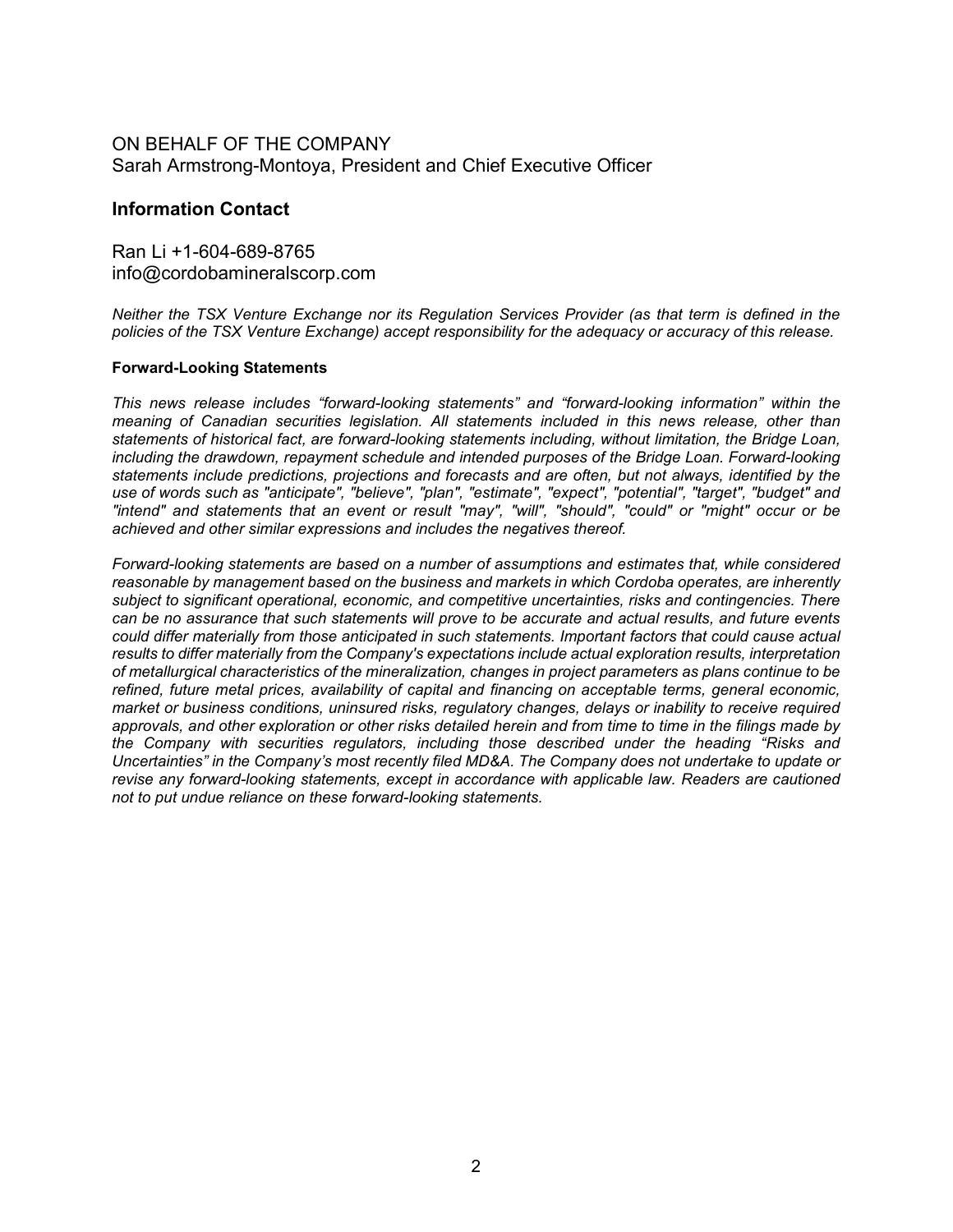ON BEHALF OF THE COMPANY
Sarah Armstrong-Montoya, President and Chief Executive Officer

## Information Contact

Ran Li +1-604-689-8765
info@cordobamineralscorp.com

*Neither the TSX Venture Exchange nor its Regulation Services Provider (as that term is defined in the policies of the TSX Venture Exchange) accept responsibility for the adequacy or accuracy of this release.*

**Forward-Looking Statements**

*This news release includes "forward-looking statements" and "forward-looking information" within the meaning of Canadian securities legislation. All statements included in this news release, other than statements of historical fact, are forward-looking statements including, without limitation, the Bridge Loan, including the drawdown, repayment schedule and intended purposes of the Bridge Loan. Forward-looking statements include predictions, projections and forecasts and are often, but not always, identified by the use of words such as "anticipate", "believe", "plan", "estimate", "expect", "potential", "target", "budget" and "intend" and statements that an event or result "may", "will", "should", "could" or "might" occur or be achieved and other similar expressions and includes the negatives thereof.*

*Forward-looking statements are based on a number of assumptions and estimates that, while considered reasonable by management based on the business and markets in which Cordoba operates, are inherently subject to significant operational, economic, and competitive uncertainties, risks and contingencies. There can be no assurance that such statements will prove to be accurate and actual results, and future events could differ materially from those anticipated in such statements. Important factors that could cause actual results to differ materially from the Company's expectations include actual exploration results, interpretation of metallurgical characteristics of the mineralization, changes in project parameters as plans continue to be refined, future metal prices, availability of capital and financing on acceptable terms, general economic, market or business conditions, uninsured risks, regulatory changes, delays or inability to receive required approvals, and other exploration or other risks detailed herein and from time to time in the filings made by the Company with securities regulators, including those described under the heading "Risks and Uncertainties" in the Company's most recently filed MD&A. The Company does not undertake to update or revise any forward-looking statements, except in accordance with applicable law. Readers are cautioned not to put undue reliance on these forward-looking statements.*